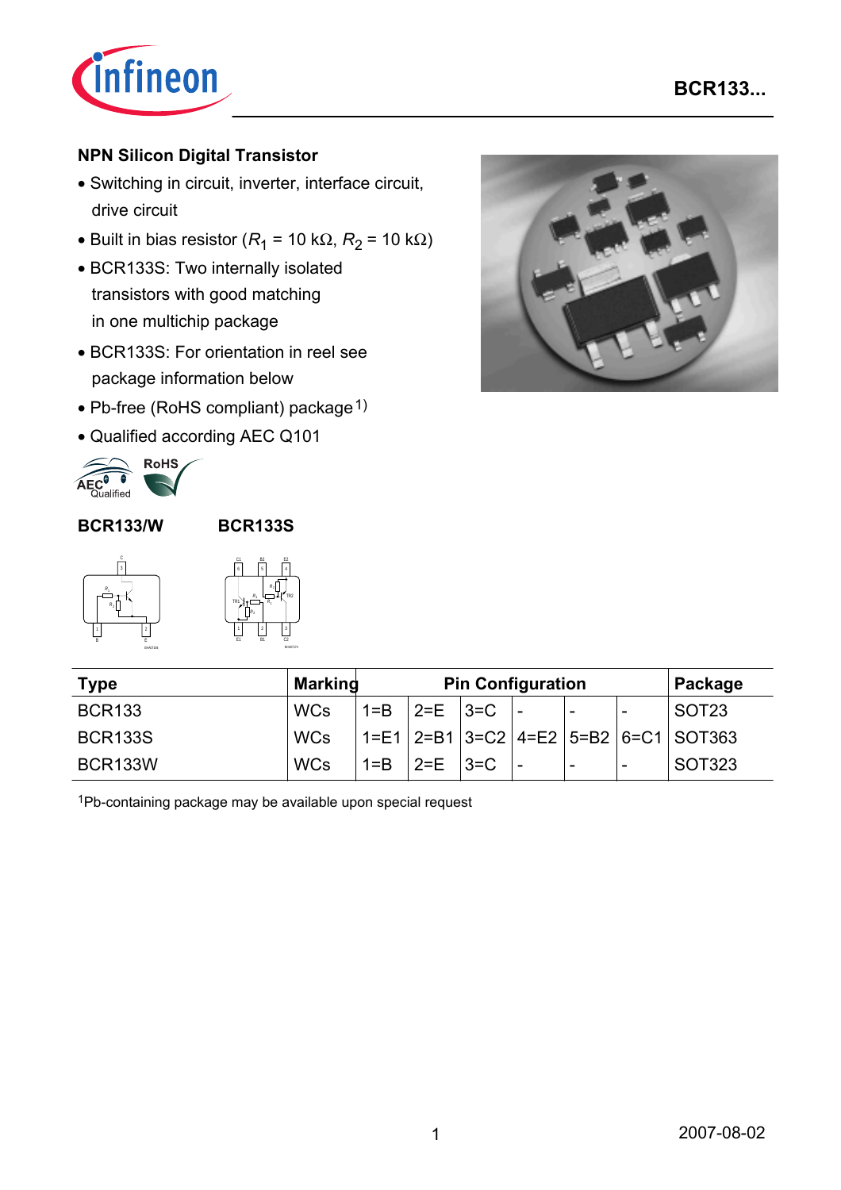## NPN Silicon Digital Transistor

- Switching in circuit, inverter, interface circuit, drive circuit
- Built in bias resistor ($R_1$ = 10 kΩ, $R_2$ = 10 kΩ)
- BCR133S: Two internally isolated transistors with good matching in one multichip package
- BCR133S: For orientation in reel see package information below
- Pb-free (RoHS compliant) package[1)]
- Qualified according AEC Q101

**BCR133/W** **BCR133S**

| Type | Marking | Pin Configuration | | | | | | Package |
|---|---|---|---|---|---|---|---|---|
| BCR133 | WCs | 1=B | 2=E | 3=C | - | - | - | SOT23 |
| BCR133S | WCs | 1=E1 | 2=B1 | 3=C2 | 4=E2 | 5=B2 | 6=C1 | SOT363 |
| BCR133W | WCs | 1=B | 2=E | 3=C | - | - | - | SOT323 |

[1]Pb-containing package may be available upon special request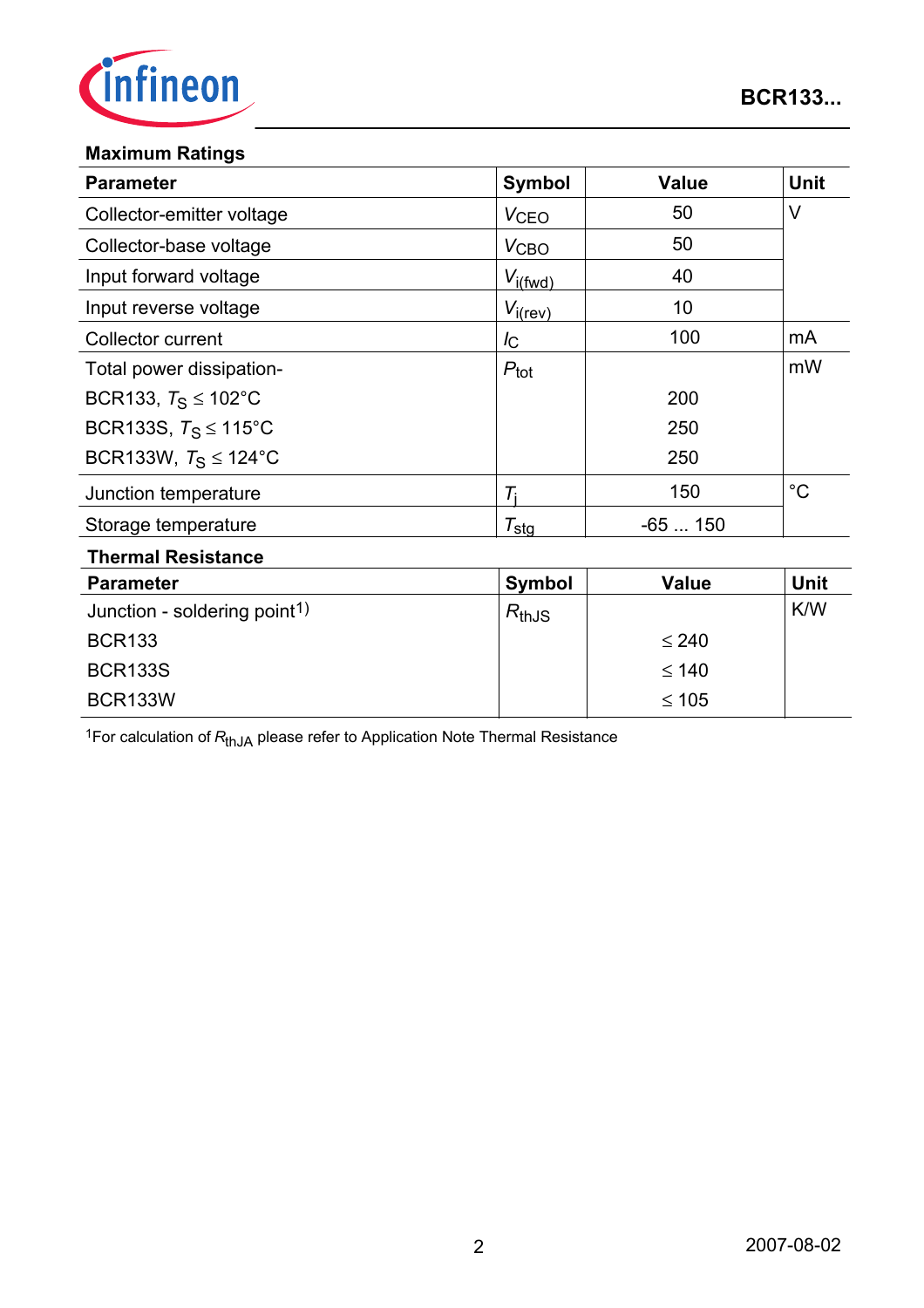## Maximum Ratings

| Parameter | Symbol | Value | Unit |
|---|---|---|---|
| Collector-emitter voltage | $V_{CEO}$ | 50 | V |
| Collector-base voltage | $V_{CBO}$ | 50 | |
| Input forward voltage | $V_{i(fwd)}$ | 40 | |
| Input reverse voltage | $V_{i(rev)}$ | 10 | |
| Collector current | $I_C$ | 100 | mA |
| Total power dissipation- | $P_{tot}$ | | mW |
| BCR133, $T_S \leq 102°C$ | | 200 | |
| BCR133S, $T_S \leq 115°C$ | | 250 | |
| BCR133W, $T_S \leq 124°C$ | | 250 | |
| Junction temperature | $T_j$ | 150 | °C |
| Storage temperature | $T_{stg}$ | -65 ... 150 | |

## Thermal Resistance

| Parameter | Symbol | Value | Unit |
|---|---|---|---|
| Junction - soldering point[1)] | $R_{thJS}$ | | K/W |
| BCR133 | | $\leq 240$ | |
| BCR133S | | $\leq 140$ | |
| BCR133W | | $\leq 105$ | |

[1]For calculation of $R_{thJA}$ please refer to Application Note Thermal Resistance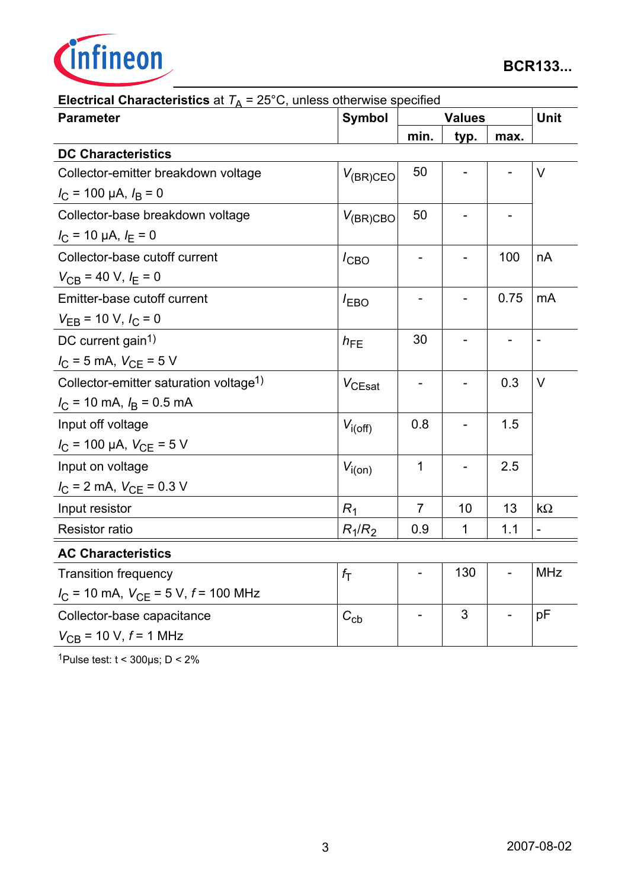**Electrical Characteristics** at $T_A$ = 25°C, unless otherwise specified

| Parameter | Symbol | Values | | | Unit |
|---|---|---|---|---|---|
| | | min. | typ. | max. | |
| **DC Characteristics** | | | | | |
| Collector-emitter breakdown voltage<br>$I_C$ = 100 µA, $I_B$ = 0 | $V_{(BR)CEO}$ | 50 | - | - | V |
| Collector-base breakdown voltage<br>$I_C$ = 10 µA, $I_E$ = 0 | $V_{(BR)CBO}$ | 50 | - | - | |
| Collector-base cutoff current<br>$V_{CB}$ = 40 V, $I_E$ = 0 | $I_{CBO}$ | - | - | 100 | nA |
| Emitter-base cutoff current<br>$V_{EB}$ = 10 V, $I_C$ = 0 | $I_{EBO}$ | - | - | 0.75 | mA |
| DC current gain[1]<br>$I_C$ = 5 mA, $V_{CE}$ = 5 V | $h_{FE}$ | 30 | - | - | - |
| Collector-emitter saturation voltage[1]<br>$I_C$ = 10 mA, $I_B$ = 0.5 mA | $V_{CEsat}$ | - | - | 0.3 | V |
| Input off voltage<br>$I_C$ = 100 µA, $V_{CE}$ = 5 V | $V_{i(off)}$ | 0.8 | - | 1.5 | |
| Input on voltage<br>$I_C$ = 2 mA, $V_{CE}$ = 0.3 V | $V_{i(on)}$ | 1 | - | 2.5 | |
| Input resistor | $R_1$ | 7 | 10 | 13 | kΩ |
| Resistor ratio | $R_1/R_2$ | 0.9 | 1 | 1.1 | - |
| **AC Characteristics** | | | | | |
| Transition frequency<br>$I_C$ = 10 mA, $V_{CE}$ = 5 V, $f$ = 100 MHz | $f_T$ | - | 130 | - | MHz |
| Collector-base capacitance<br>$V_{CB}$ = 10 V, $f$ = 1 MHz | $C_{cb}$ | - | 3 | - | pF |

[1]Pulse test: t < 300µs; D < 2%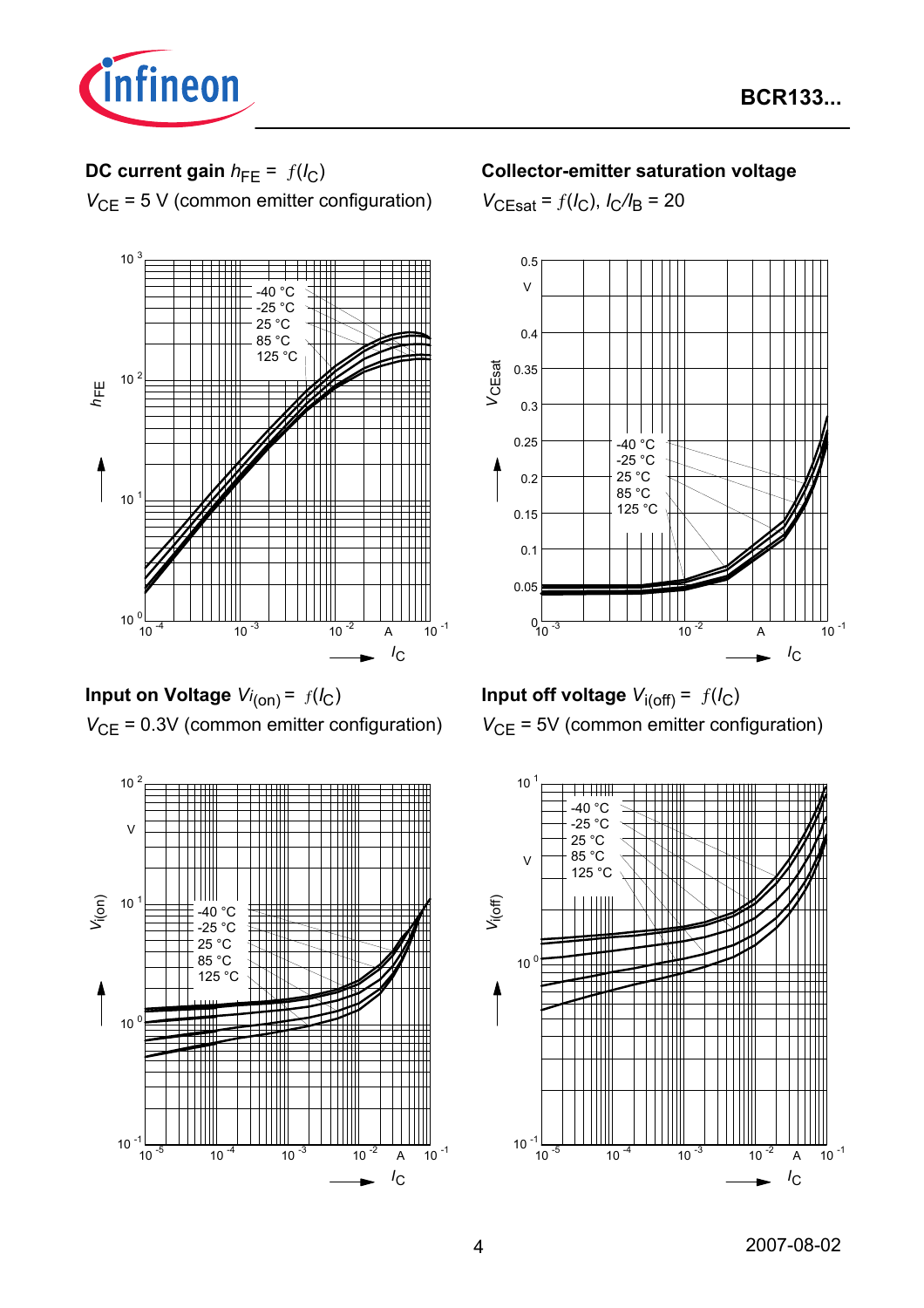**DC current gain** $h_{FE} = f(I_C)$

$V_{CE}$ = 5 V (common emitter configuration)

**Collector-emitter saturation voltage**

$V_{CEsat} = f(I_C)$, $I_C/I_B$ = 20

**Input on Voltage** $V_{i(on)} = f(I_C)$

$V_{CE}$ = 0.3V (common emitter configuration)

**Input off voltage** $V_{i(off)} = f(I_C)$

$V_{CE}$ = 5V (common emitter configuration)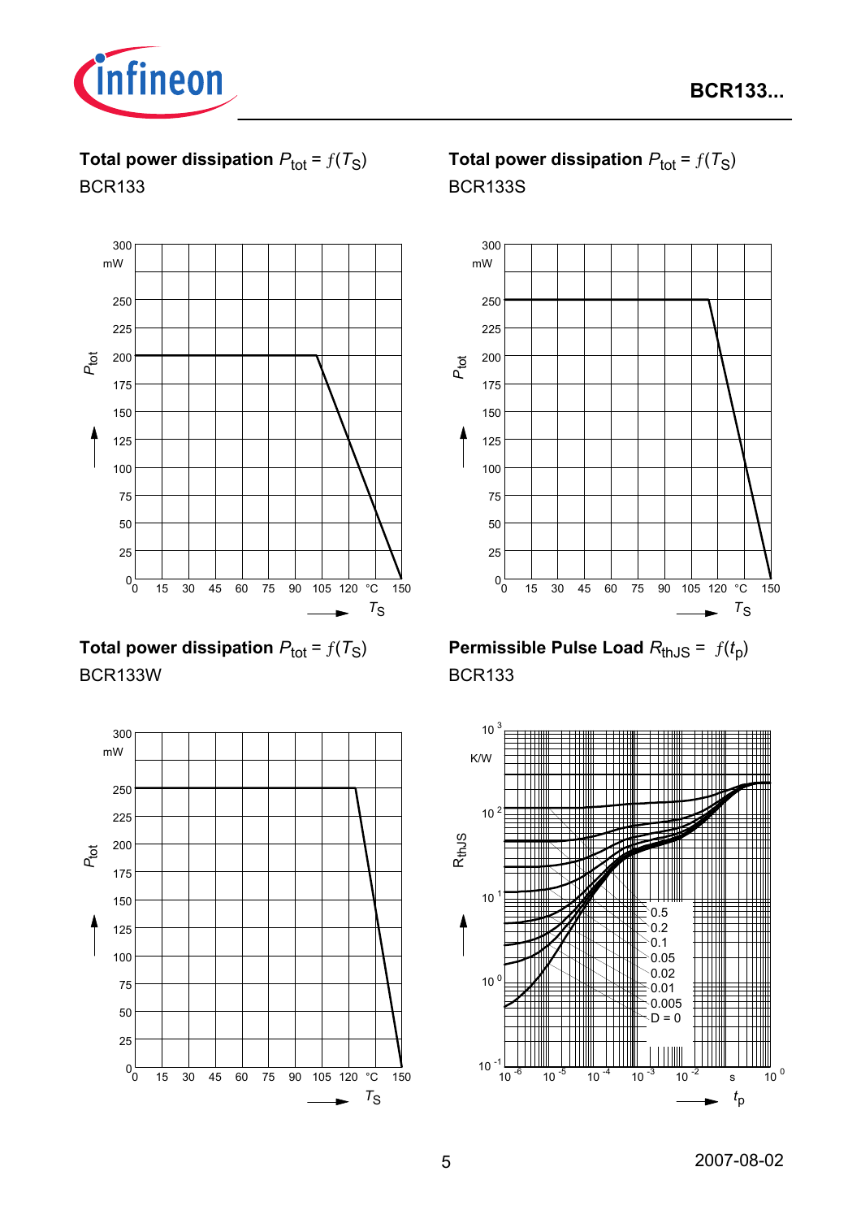**Total power dissipation** $P_{tot} = f(T_S)$
BCR133

**Total power dissipation** $P_{tot} = f(T_S)$
BCR133S

**Total power dissipation** $P_{tot} = f(T_S)$
BCR133W

**Permissible Pulse Load** $R_{thJS} = f(t_p)$
BCR133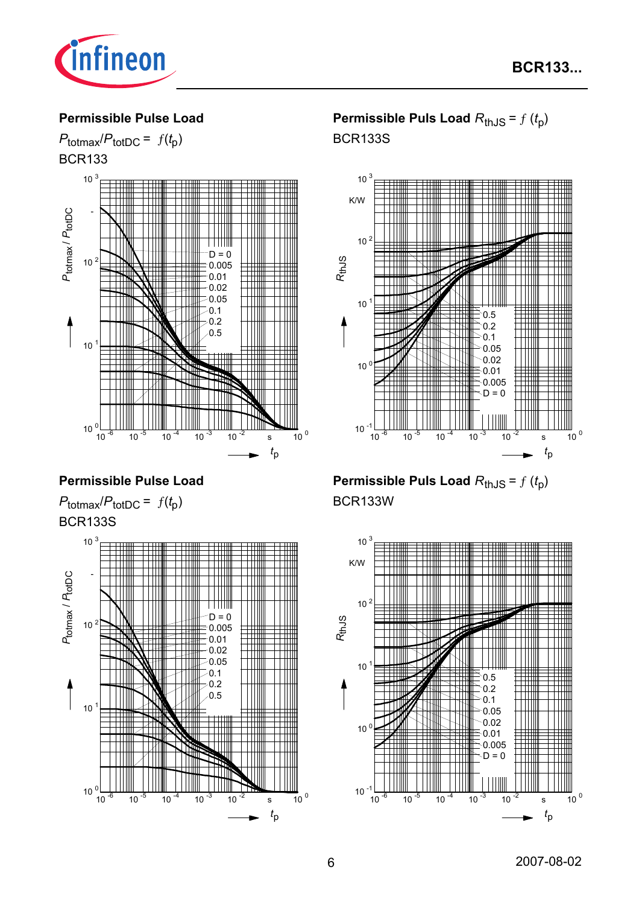## Permissible Pulse Load

$P_{totmax}/P_{totDC} = f(t_p)$

BCR133

$P_{totmax}$ / $P_{totDC}$ vs. $t_p$ (s), from $10^{-6}$ to $10^{0}$ s; y-axis from $10^{0}$ to $10^{3}$. Curves: D = 0, 0.005, 0.01, 0.02, 0.05, 0.1, 0.2, 0.5

## Permissible Puls Load $R_{thJS} = f(t_p)$

BCR133S

$R_{thJS}$ (K/W) vs. $t_p$ (s), from $10^{-6}$ to $10^{0}$ s; y-axis from $10^{-1}$ to $10^{3}$ K/W. Curves: 0.5, 0.2, 0.1, 0.05, 0.02, 0.01, 0.005, D = 0

## Permissible Pulse Load

$P_{totmax}/P_{totDC} = f(t_p)$

BCR133S

$P_{totmax}$ / $P_{totDC}$ vs. $t_p$ (s), from $10^{-6}$ to $10^{0}$ s; y-axis from $10^{0}$ to $10^{3}$. Curves: D = 0, 0.005, 0.01, 0.02, 0.05, 0.1, 0.2, 0.5

## Permissible Puls Load $R_{thJS} = f(t_p)$

BCR133W

$R_{thJS}$ (K/W) vs. $t_p$ (s), from $10^{-6}$ to $10^{0}$ s; y-axis from $10^{-1}$ to $10^{3}$ K/W. Curves: 0.5, 0.2, 0.1, 0.05, 0.02, 0.01, 0.005, D = 0

2007-08-02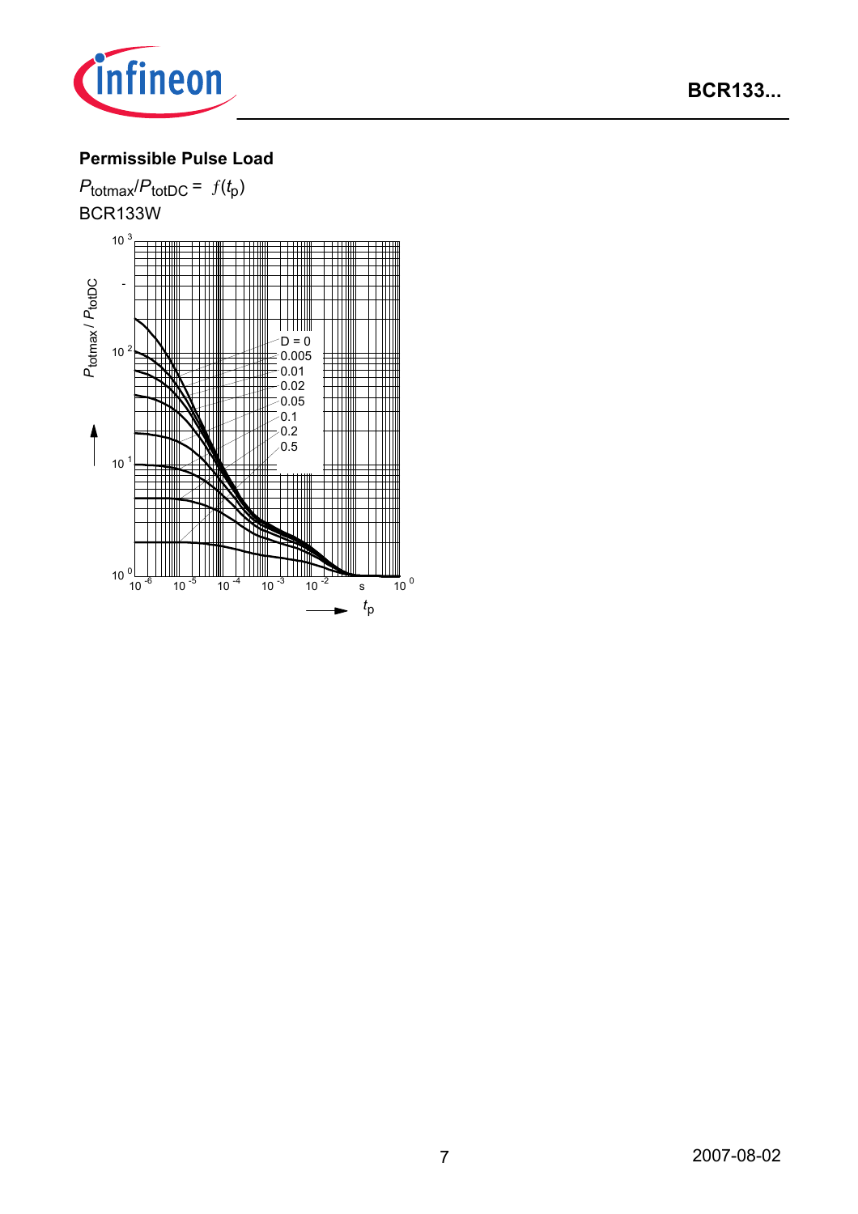## Permissible Pulse Load

$P_{totmax}/P_{totDC} = f(t_p)$

BCR133W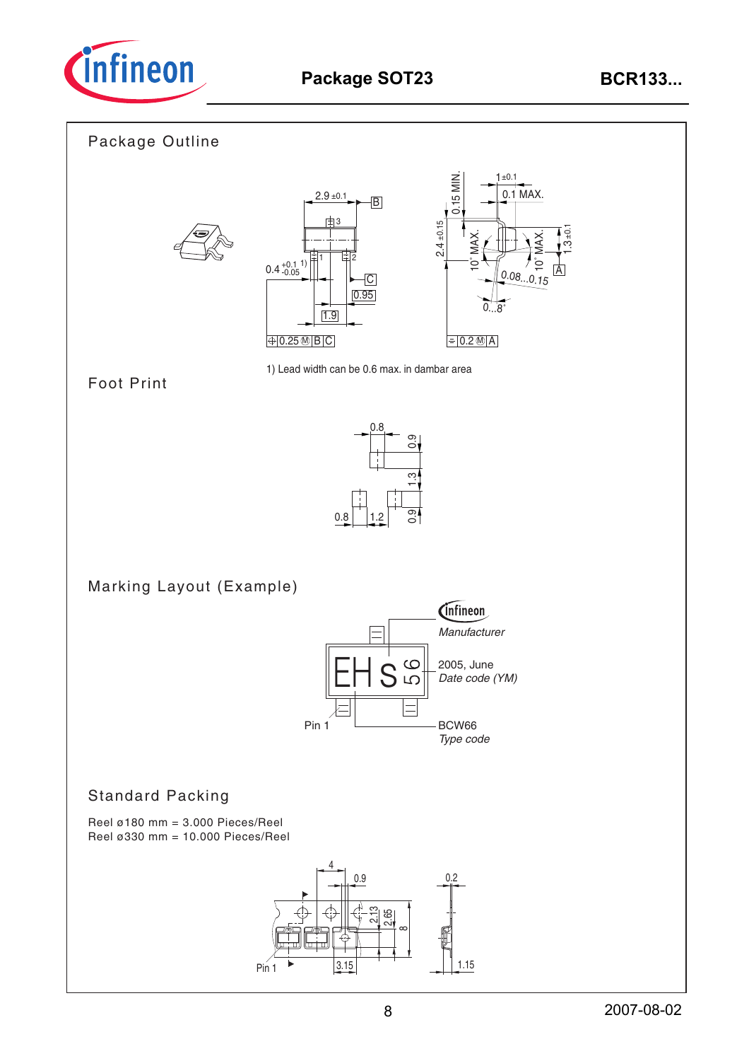## Package Outline

1) Lead width can be 0.6 max. in dambar area

## Foot Print

## Marking Layout (Example)

Manufacturer

2005, June
*Date code (YM)*

Pin 1

BCW66
*Type code*

## Standard Packing

Reel ø180 mm = 3.000 Pieces/Reel
Reel ø330 mm = 10.000 Pieces/Reel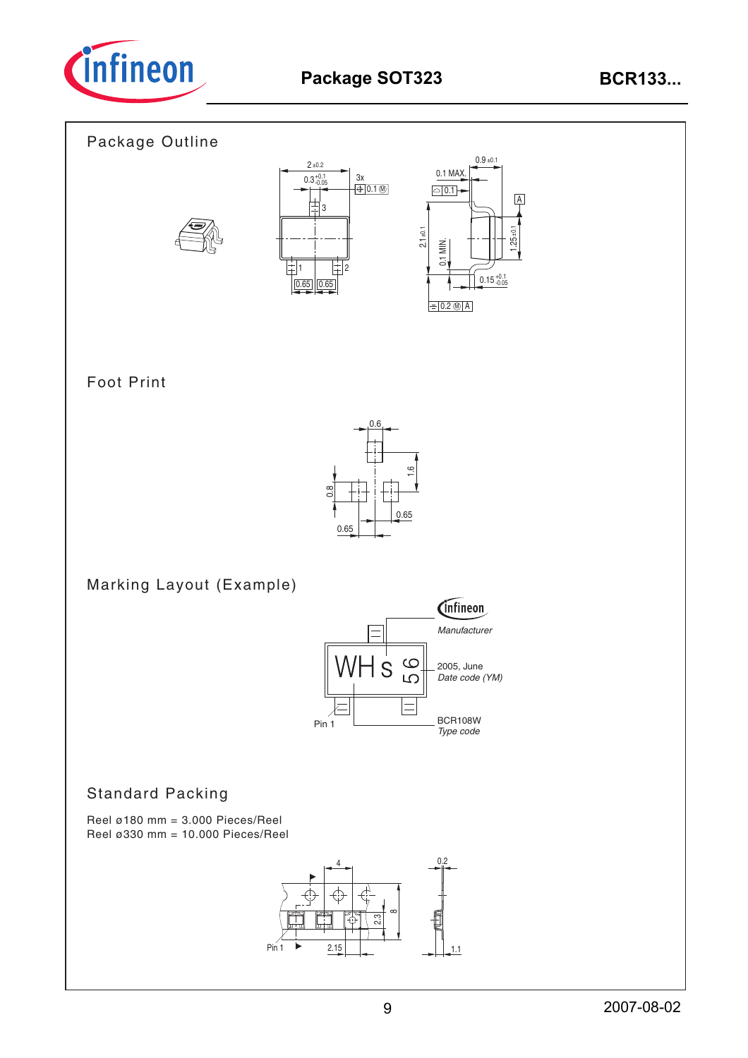## Package Outline

## Foot Print

## Marking Layout (Example)

Manufacturer

2005, June
*Date code (YM)*

Pin 1

BCR108W
*Type code*

## Standard Packing

Reel ø180 mm = 3.000 Pieces/Reel
Reel ø330 mm = 10.000 Pieces/Reel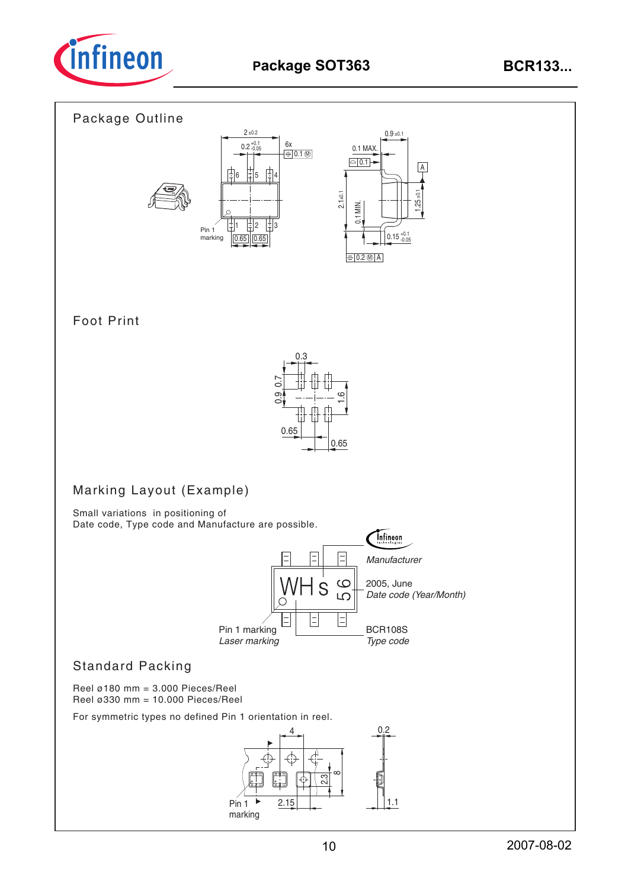## Package Outline

## Foot Print

## Marking Layout (Example)

Small variations in positioning of
Date code, Type code and Manufacture are possible.

Manufacturer

2005, June
*Date code (Year/Month)*

Pin 1 marking
*Laser marking*

BCR108S
*Type code*

## Standard Packing

Reel ø180 mm = 3.000 Pieces/Reel
Reel ø330 mm = 10.000 Pieces/Reel

For symmetric types no defined Pin 1 orientation in reel.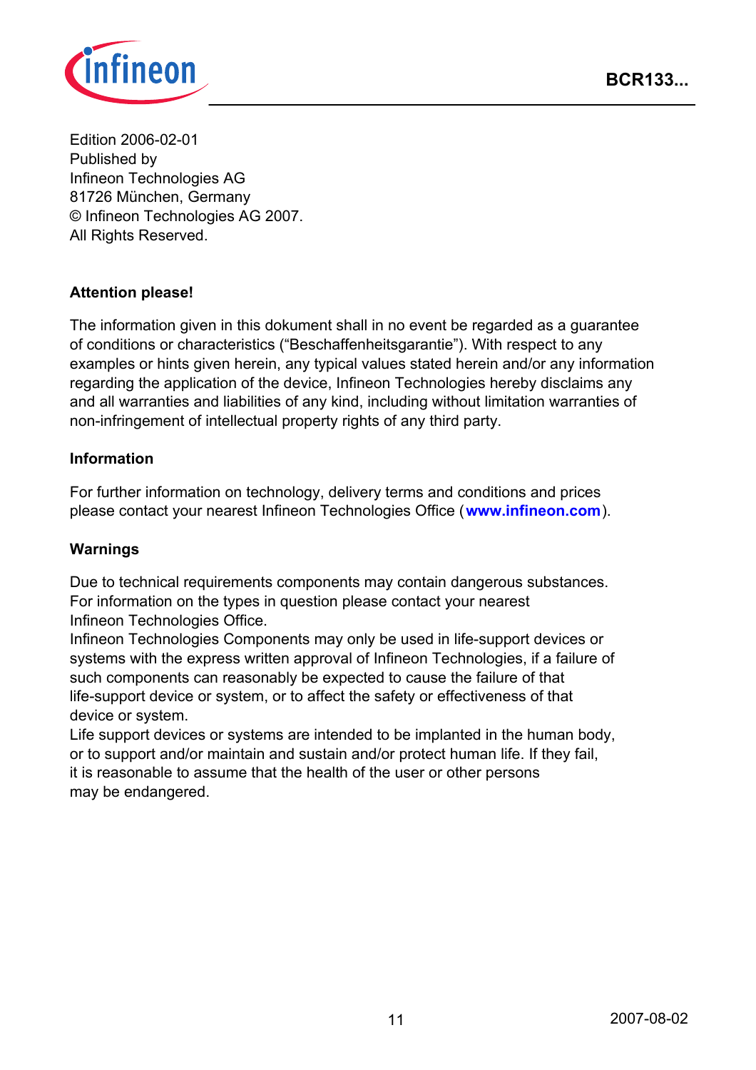Edition 2006-02-01
Published by
Infineon Technologies AG
81726 München, Germany
© Infineon Technologies AG 2007.
All Rights Reserved.

**Attention please!**

The information given in this dokument shall in no event be regarded as a guarantee of conditions or characteristics (“Beschaffenheitsgarantie”). With respect to any examples or hints given herein, any typical values stated herein and/or any information regarding the application of the device, Infineon Technologies hereby disclaims any and all warranties and liabilities of any kind, including without limitation warranties of non-infringement of intellectual property rights of any third party.

**Information**

For further information on technology, delivery terms and conditions and prices please contact your nearest Infineon Technologies Office (**www.infineon.com**).

**Warnings**

Due to technical requirements components may contain dangerous substances. For information on the types in question please contact your nearest Infineon Technologies Office.
Infineon Technologies Components may only be used in life-support devices or systems with the express written approval of Infineon Technologies, if a failure of such components can reasonably be expected to cause the failure of that life-support device or system, or to affect the safety or effectiveness of that device or system.
Life support devices or systems are intended to be implanted in the human body, or to support and/or maintain and sustain and/or protect human life. If they fail, it is reasonable to assume that the health of the user or other persons may be endangered.